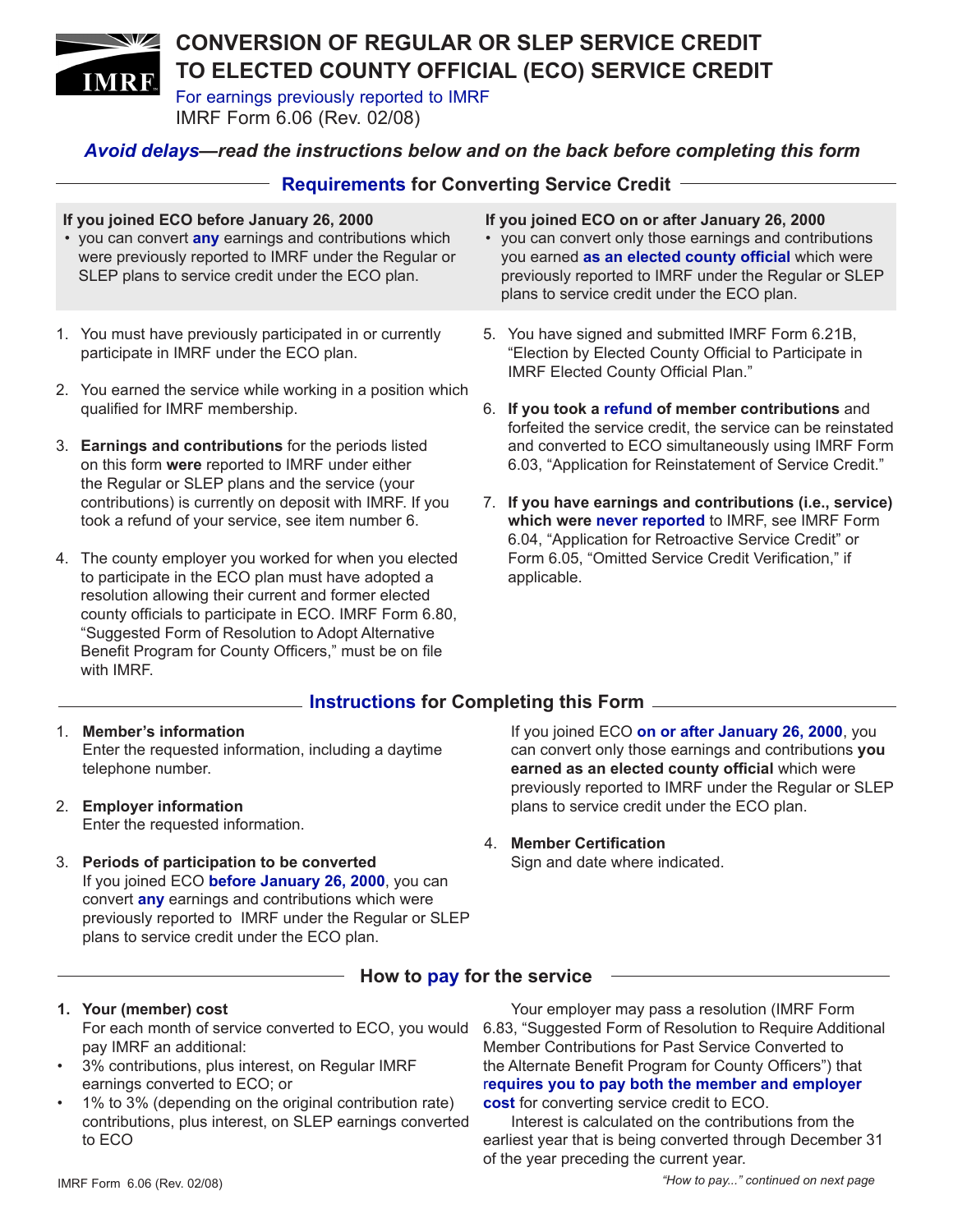# CONVERSION OF REGULAR OR SLEP SERVICE CREDIT TO ELECTED COUNTY OFFICIAL (ECO) SERVICE CREDIT

For earnings previously reported to IMRF

IMRF Form 6.06 (Rev. 02/08)

***Avoid delays—read the instructions below and on the back before completing this form***

## Requirements for Converting Service Credit

**If you joined ECO before January 26, 2000**

- you can convert **any** earnings and contributions which were previously reported to IMRF under the Regular or SLEP plans to service credit under the ECO plan.

**If you joined ECO on or after January 26, 2000**

- you can convert only those earnings and contributions you earned **as an elected county official** which were previously reported to IMRF under the Regular or SLEP plans to service credit under the ECO plan.

1. You must have previously participated in or currently participate in IMRF under the ECO plan.
2. You earned the service while working in a position which qualified for IMRF membership.
3. **Earnings and contributions** for the periods listed on this form **were** reported to IMRF under either the Regular or SLEP plans and the service (your contributions) is currently on deposit with IMRF. If you took a refund of your service, see item number 6.
4. The county employer you worked for when you elected to participate in the ECO plan must have adopted a resolution allowing their current and former elected county officials to participate in ECO. IMRF Form 6.80, "Suggested Form of Resolution to Adopt Alternative Benefit Program for County Officers," must be on file with IMRF.
5. You have signed and submitted IMRF Form 6.21B, "Election by Elected County Official to Participate in IMRF Elected County Official Plan."
6. **If you took a refund of member contributions** and forfeited the service credit, the service can be reinstated and converted to ECO simultaneously using IMRF Form 6.03, "Application for Reinstatement of Service Credit."
7. **If you have earnings and contributions (i.e., service) which were never reported** to IMRF, see IMRF Form 6.04, "Application for Retroactive Service Credit" or Form 6.05, "Omitted Service Credit Verification," if applicable.

## Instructions for Completing this Form

1. **Member's information**
   Enter the requested information, including a daytime telephone number.

2. **Employer information**
   Enter the requested information.

3. **Periods of participation to be converted**
   If you joined ECO **before January 26, 2000**, you can convert **any** earnings and contributions which were previously reported to IMRF under the Regular or SLEP plans to service credit under the ECO plan.

   If you joined ECO **on or after January 26, 2000**, you can convert only those earnings and contributions **you earned as an elected county official** which were previously reported to IMRF under the Regular or SLEP plans to service credit under the ECO plan.

4. **Member Certification**
   Sign and date where indicated.

## How to pay for the service

**1. Your (member) cost**

For each month of service converted to ECO, you would pay IMRF an additional:

- 3% contributions, plus interest, on Regular IMRF earnings converted to ECO; or
- 1% to 3% (depending on the original contribution rate) contributions, plus interest, on SLEP earnings converted to ECO

Your employer may pass a resolution (IMRF Form 6.83, "Suggested Form of Resolution to Require Additional Member Contributions for Past Service Converted to the Alternate Benefit Program for County Officers") that **requires you to pay both the member and employer cost** for converting service credit to ECO.

Interest is calculated on the contributions from the earliest year that is being converted through December 31 of the year preceding the current year.

*"How to pay..." continued on next page*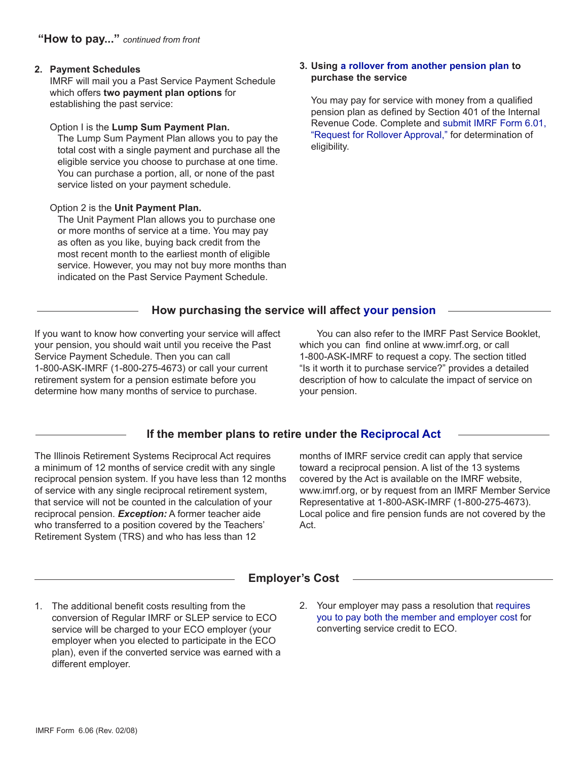**"How to pay..."** *continued from front*

2. **Payment Schedules**
   IMRF will mail you a Past Service Payment Schedule which offers **two payment plan options** for establishing the past service:

   Option I is the **Lump Sum Payment Plan.**
   The Lump Sum Payment Plan allows you to pay the total cost with a single payment and purchase all the eligible service you choose to purchase at one time. You can purchase a portion, all, or none of the past service listed on your payment schedule.

   Option 2 is the **Unit Payment Plan.**
   The Unit Payment Plan allows you to purchase one or more months of service at a time. You may pay as often as you like, buying back credit from the most recent month to the earliest month of eligible service. However, you may not buy more months than indicated on the Past Service Payment Schedule.

3. **Using a rollover from another pension plan to purchase the service**

   You may pay for service with money from a qualified pension plan as defined by Section 401 of the Internal Revenue Code. Complete and submit IMRF Form 6.01, "Request for Rollover Approval," for determination of eligibility.

## How purchasing the service will affect your pension

If you want to know how converting your service will affect your pension, you should wait until you receive the Past Service Payment Schedule. Then you can call 1-800-ASK-IMRF (1-800-275-4673) or call your current retirement system for a pension estimate before you determine how many months of service to purchase.

You can also refer to the IMRF Past Service Booklet, which you can find online at www.imrf.org, or call 1-800-ASK-IMRF to request a copy. The section titled "Is it worth it to purchase service?" provides a detailed description of how to calculate the impact of service on your pension.

## If the member plans to retire under the Reciprocal Act

The Illinois Retirement Systems Reciprocal Act requires a minimum of 12 months of service credit with any single reciprocal pension system. If you have less than 12 months of service with any single reciprocal retirement system, that service will not be counted in the calculation of your reciprocal pension. ***Exception:*** A former teacher aide who transferred to a position covered by the Teachers' Retirement System (TRS) and who has less than 12 months of IMRF service credit can apply that service toward a reciprocal pension. A list of the 13 systems covered by the Act is available on the IMRF website, www.imrf.org, or by request from an IMRF Member Service Representative at 1-800-ASK-IMRF (1-800-275-4673). Local police and fire pension funds are not covered by the Act.

## Employer's Cost

1. The additional benefit costs resulting from the conversion of Regular IMRF or SLEP service to ECO service will be charged to your ECO employer (your employer when you elected to participate in the ECO plan), even if the converted service was earned with a different employer.
2. Your employer may pass a resolution that requires you to pay both the member and employer cost for converting service credit to ECO.

IMRF Form 6.06 (Rev. 02/08)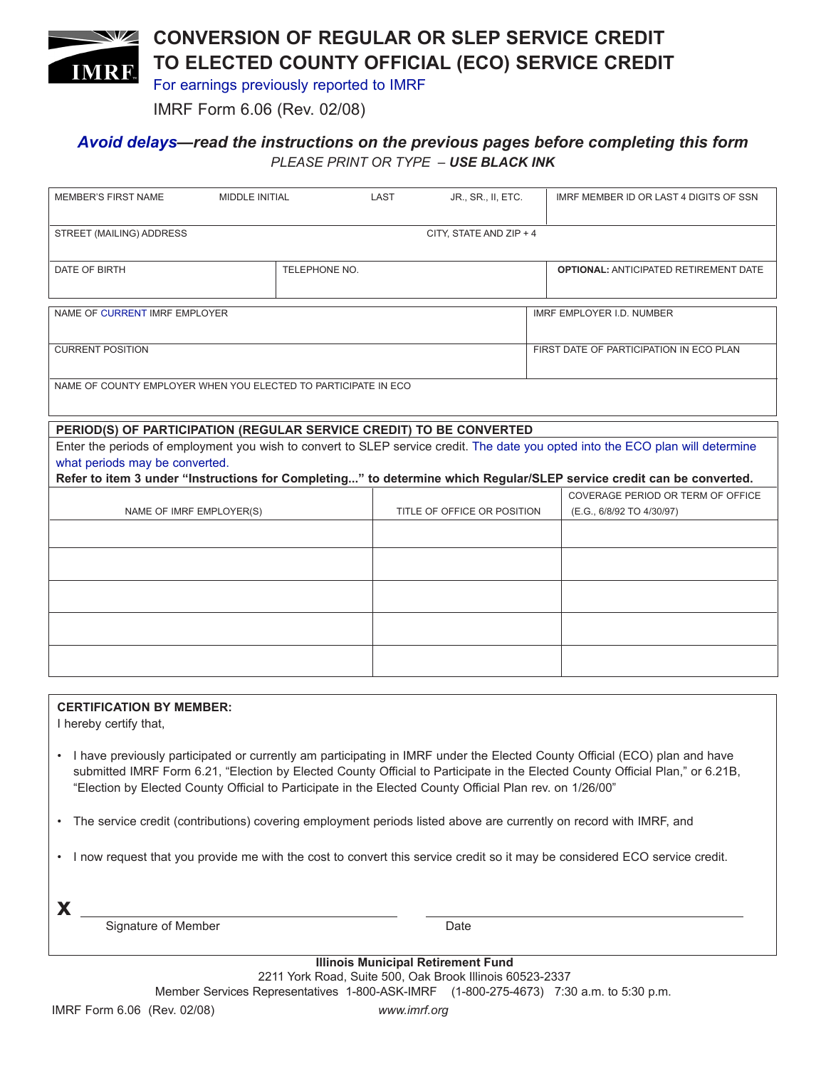# CONVERSION OF REGULAR OR SLEP SERVICE CREDIT TO ELECTED COUNTY OFFICIAL (ECO) SERVICE CREDIT

For earnings previously reported to IMRF

IMRF Form 6.06 (Rev. 02/08)

***Avoid delays—read the instructions on the previous pages before completing this form***

*PLEASE PRINT OR TYPE – **USE BLACK INK***

| | | | | |
|---|---|---|---|---|
| MEMBER'S FIRST NAME | MIDDLE INITIAL | LAST | JR., SR., II, ETC. | IMRF MEMBER ID OR LAST 4 DIGITS OF SSN |
| STREET (MAILING) ADDRESS | | CITY, STATE AND ZIP + 4 | | |
| DATE OF BIRTH | TELEPHONE NO. | | | **OPTIONAL:** ANTICIPATED RETIREMENT DATE |

| | |
|---|---|
| NAME OF CURRENT IMRF EMPLOYER | IMRF EMPLOYER I.D. NUMBER |
| CURRENT POSITION | FIRST DATE OF PARTICIPATION IN ECO PLAN |
| NAME OF COUNTY EMPLOYER WHEN YOU ELECTED TO PARTICIPATE IN ECO | |

**PERIOD(S) OF PARTICIPATION (REGULAR SERVICE CREDIT) TO BE CONVERTED**

Enter the periods of employment you wish to convert to SLEP service credit. The date you opted into the ECO plan will determine what periods may be converted.

**Refer to item 3 under "Instructions for Completing..." to determine which Regular/SLEP service credit can be converted.**

| NAME OF IMRF EMPLOYER(S) | TITLE OF OFFICE OR POSITION | COVERAGE PERIOD OR TERM OF OFFICE (E.G., 6/8/92 TO 4/30/97) |
|---|---|---|
| | | |
| | | |
| | | |
| | | |
| | | |

**CERTIFICATION BY MEMBER:**

I hereby certify that,

- I have previously participated or currently am participating in IMRF under the Elected County Official (ECO) plan and have submitted IMRF Form 6.21, "Election by Elected County Official to Participate in the Elected County Official Plan," or 6.21B, "Election by Elected County Official to Participate in the Elected County Official Plan rev. on 1/26/00"
- The service credit (contributions) covering employment periods listed above are currently on record with IMRF, and
- I now request that you provide me with the cost to convert this service credit so it may be considered ECO service credit.

**X** ______________________________ Signature of Member

______________________________ Date

**Illinois Municipal Retirement Fund**

2211 York Road, Suite 500, Oak Brook Illinois 60523-2337

Member Services Representatives 1-800-ASK-IMRF (1-800-275-4673) 7:30 a.m. to 5:30 p.m.

IMRF Form 6.06 (Rev. 02/08)

*www.imrf.org*